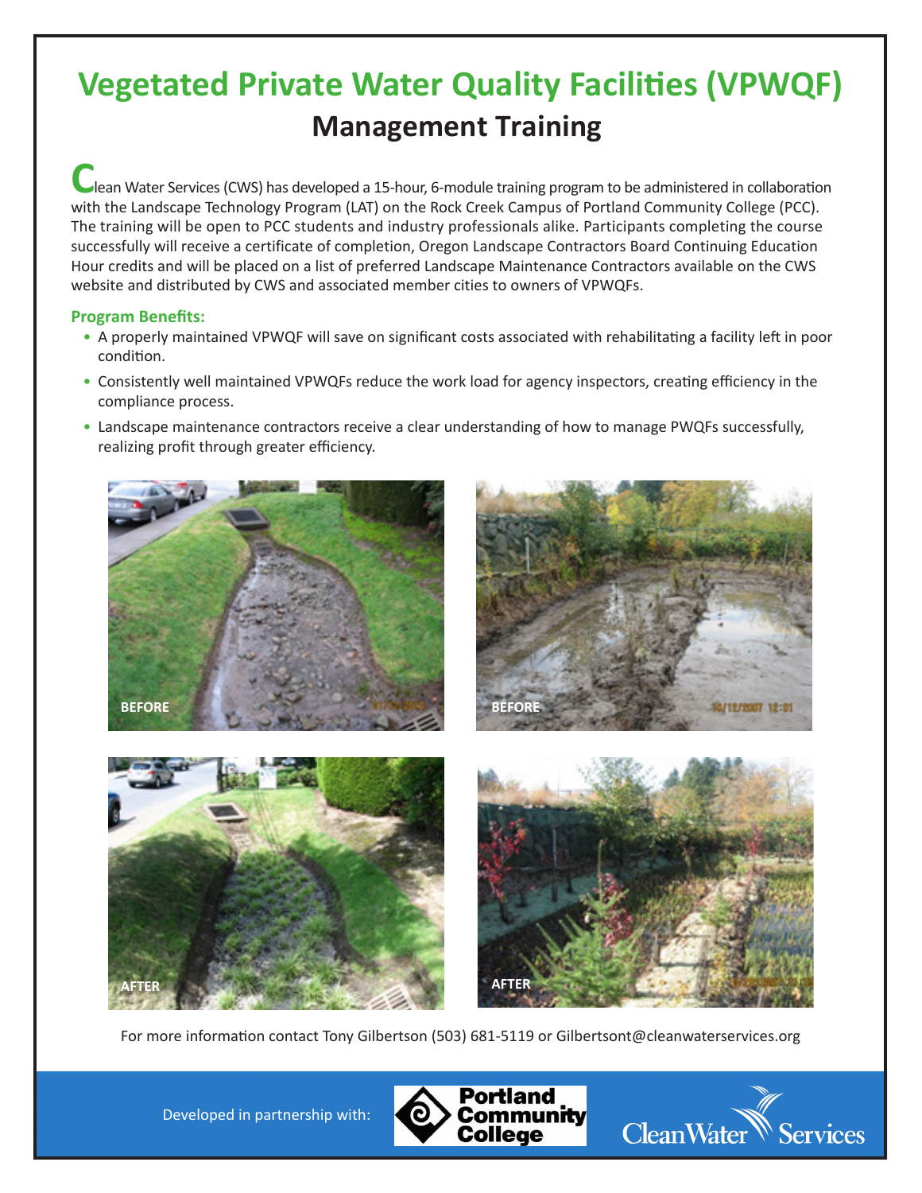# Vegetated Private Water Quality Facilities (VPWQF)

## Management Training

Clean Water Services (CWS) has developed a 15-hour, 6-module training program to be administered in collaboration with the Landscape Technology Program (LAT) on the Rock Creek Campus of Portland Community College (PCC). The training will be open to PCC students and industry professionals alike. Participants completing the course successfully will receive a certificate of completion, Oregon Landscape Contractors Board Continuing Education Hour credits and will be placed on a list of preferred Landscape Maintenance Contractors available on the CWS website and distributed by CWS and associated member cities to owners of VPWQFs.

### Program Benefits:

- A properly maintained VPWQF will save on significant costs associated with rehabilitating a facility left in poor condition.
- Consistently well maintained VPWQFs reduce the work load for agency inspectors, creating efficiency in the compliance process.
- Landscape maintenance contractors receive a clear understanding of how to manage PWQFs successfully, realizing profit through greater efficiency.

BEFORE

BEFORE

AFTER

AFTER

For more information contact Tony Gilbertson (503) 681-5119 or Gilbertsont@cleanwaterservices.org

Developed in partnership with: Portland Community College, Clean Water Services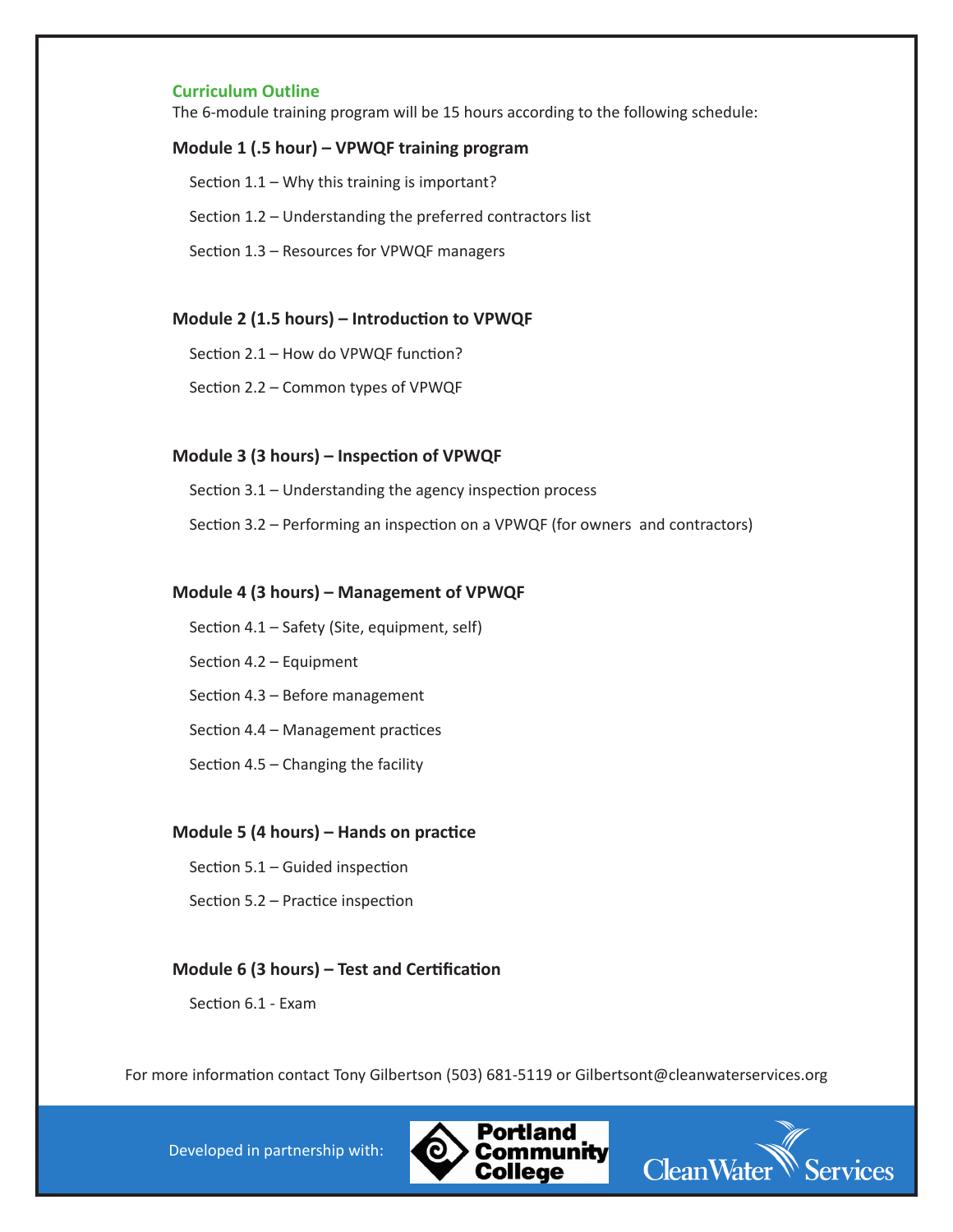## Curriculum Outline

The 6-module training program will be 15 hours according to the following schedule:

### Module 1 (.5 hour) – VPWQF training program

Section 1.1 – Why this training is important?

Section 1.2 – Understanding the preferred contractors list

Section 1.3 – Resources for VPWQF managers

### Module 2 (1.5 hours) – Introduction to VPWQF

Section 2.1 – How do VPWQF function?

Section 2.2 – Common types of VPWQF

### Module 3 (3 hours) – Inspection of VPWQF

Section 3.1 – Understanding the agency inspection process

Section 3.2 – Performing an inspection on a VPWQF (for owners and contractors)

### Module 4 (3 hours) – Management of VPWQF

Section 4.1 – Safety (Site, equipment, self)

Section 4.2 – Equipment

Section 4.3 – Before management

Section 4.4 – Management practices

Section 4.5 – Changing the facility

### Module 5 (4 hours) – Hands on practice

Section 5.1 – Guided inspection

Section 5.2 – Practice inspection

### Module 6 (3 hours) – Test and Certification

Section 6.1 - Exam

For more information contact Tony Gilbertson (503) 681-5119 or Gilbertsont@cleanwaterservices.org

Developed in partnership with: Portland Community College | Clean Water Services